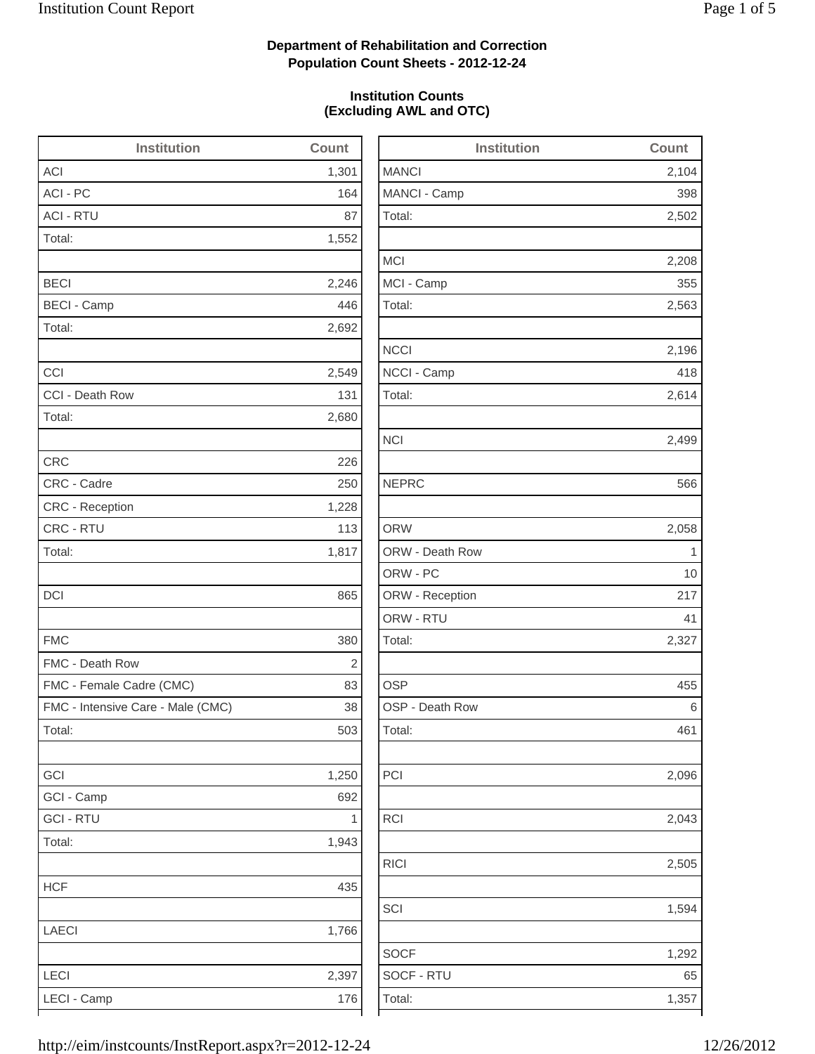**Department of Rehabilitation and Correction**
**Population Count Sheets - 2012-12-24**

**Institution Counts**
**(Excluding AWL and OTC)**

| Institution | Count |
|---|---|
| ACI | 1,301 |
| ACI - PC | 164 |
| ACI - RTU | 87 |
| Total: | 1,552 |
| | |
| BECI | 2,246 |
| BECI - Camp | 446 |
| Total: | 2,692 |
| | |
| CCI | 2,549 |
| CCI - Death Row | 131 |
| Total: | 2,680 |
| | |
| CRC | 226 |
| CRC - Cadre | 250 |
| CRC - Reception | 1,228 |
| CRC - RTU | 113 |
| Total: | 1,817 |
| | |
| DCI | 865 |
| | |
| FMC | 380 |
| FMC - Death Row | 2 |
| FMC - Female Cadre (CMC) | 83 |
| FMC - Intensive Care - Male (CMC) | 38 |
| Total: | 503 |
| | |
| GCI | 1,250 |
| GCI - Camp | 692 |
| GCI - RTU | 1 |
| Total: | 1,943 |
| | |
| HCF | 435 |
| | |
| LAECI | 1,766 |
| | |
| LECI | 2,397 |
| LECI - Camp | 176 |

| Institution | Count |
|---|---|
| MANCI | 2,104 |
| MANCI - Camp | 398 |
| Total: | 2,502 |
| | |
| MCI | 2,208 |
| MCI - Camp | 355 |
| Total: | 2,563 |
| | |
| NCCI | 2,196 |
| NCCI - Camp | 418 |
| Total: | 2,614 |
| | |
| NCI | 2,499 |
| | |
| NEPRC | 566 |
| | |
| ORW | 2,058 |
| ORW - Death Row | 1 |
| ORW - PC | 10 |
| ORW - Reception | 217 |
| ORW - RTU | 41 |
| Total: | 2,327 |
| | |
| OSP | 455 |
| OSP - Death Row | 6 |
| Total: | 461 |
| | |
| PCI | 2,096 |
| | |
| RCI | 2,043 |
| | |
| RICI | 2,505 |
| | |
| SCI | 1,594 |
| | |
| SOCF | 1,292 |
| SOCF - RTU | 65 |
| Total: | 1,357 |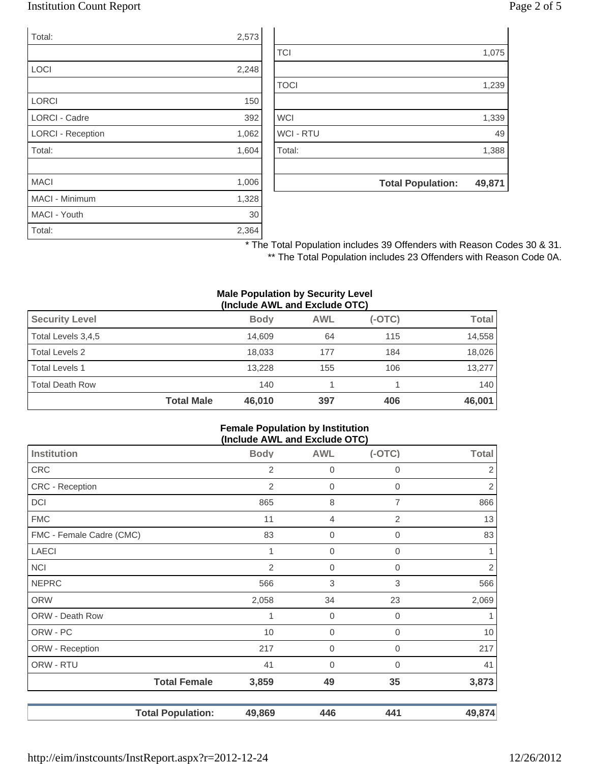| | |
|---|---|
| Total: | 2,573 |
| | |
| LOCI | 2,248 |
| | |
| LORCI | 150 |
| LORCI - Cadre | 392 |
| LORCI - Reception | 1,062 |
| Total: | 1,604 |
| | |
| MACI | 1,006 |
| MACI - Minimum | 1,328 |
| MACI - Youth | 30 |
| Total: | 2,364 |

| | |
|---|---|
| | |
| TCI | 1,075 |
| | |
| TOCI | 1,239 |
| | |
| WCI | 1,339 |
| WCI - RTU | 49 |
| Total: | 1,388 |
| | |
| **Total Population:** | **49,871** |

* The Total Population includes 39 Offenders with Reason Codes 30 & 31.

** The Total Population includes 23 Offenders with Reason Code 0A.

**Male Population by Security Level (Include AWL and Exclude OTC)**

| Security Level | Body | AWL | (-OTC) | Total |
|---|---|---|---|---|
| Total Levels 3,4,5 | 14,609 | 64 | 115 | 14,558 |
| Total Levels 2 | 18,033 | 177 | 184 | 18,026 |
| Total Levels 1 | 13,228 | 155 | 106 | 13,277 |
| Total Death Row | 140 | 1 | 1 | 140 |
| **Total Male** | **46,010** | **397** | **406** | **46,001** |

**Female Population by Institution (Include AWL and Exclude OTC)**

| Institution | Body | AWL | (-OTC) | Total |
|---|---|---|---|---|
| CRC | 2 | 0 | 0 | 2 |
| CRC - Reception | 2 | 0 | 0 | 2 |
| DCI | 865 | 8 | 7 | 866 |
| FMC | 11 | 4 | 2 | 13 |
| FMC - Female Cadre (CMC) | 83 | 0 | 0 | 83 |
| LAECI | 1 | 0 | 0 | 1 |
| NCI | 2 | 0 | 0 | 2 |
| NEPRC | 566 | 3 | 3 | 566 |
| ORW | 2,058 | 34 | 23 | 2,069 |
| ORW - Death Row | 1 | 0 | 0 | 1 |
| ORW - PC | 10 | 0 | 0 | 10 |
| ORW - Reception | 217 | 0 | 0 | 217 |
| ORW - RTU | 41 | 0 | 0 | 41 |
| **Total Female** | **3,859** | **49** | **35** | **3,873** |
| | | | | |
| **Total Population:** | **49,869** | **446** | **441** | **49,874** |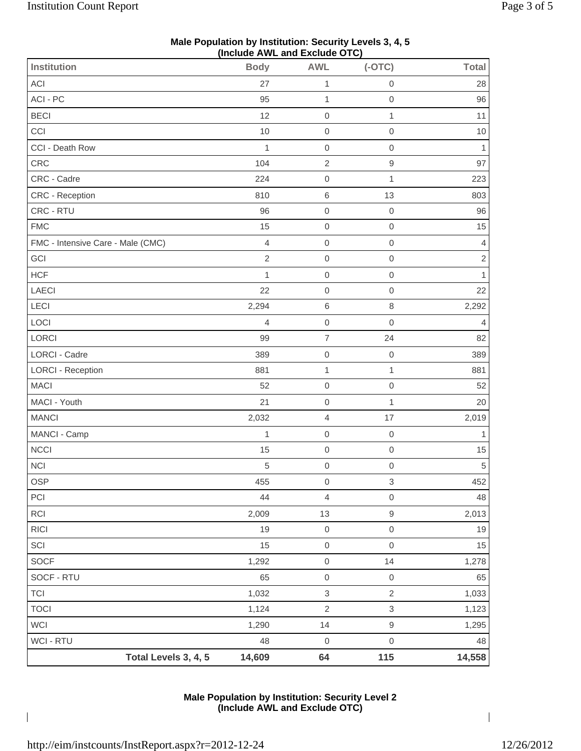**Male Population by Institution: Security Levels 3, 4, 5 (Include AWL and Exclude OTC)**

| Institution | Body | AWL | (-OTC) | Total |
|---|---|---|---|---|
| ACI | 27 | 1 | 0 | 28 |
| ACI - PC | 95 | 1 | 0 | 96 |
| BECI | 12 | 0 | 1 | 11 |
| CCI | 10 | 0 | 0 | 10 |
| CCI - Death Row | 1 | 0 | 0 | 1 |
| CRC | 104 | 2 | 9 | 97 |
| CRC - Cadre | 224 | 0 | 1 | 223 |
| CRC - Reception | 810 | 6 | 13 | 803 |
| CRC - RTU | 96 | 0 | 0 | 96 |
| FMC | 15 | 0 | 0 | 15 |
| FMC - Intensive Care - Male (CMC) | 4 | 0 | 0 | 4 |
| GCI | 2 | 0 | 0 | 2 |
| HCF | 1 | 0 | 0 | 1 |
| LAECI | 22 | 0 | 0 | 22 |
| LECI | 2,294 | 6 | 8 | 2,292 |
| LOCI | 4 | 0 | 0 | 4 |
| LORCI | 99 | 7 | 24 | 82 |
| LORCI - Cadre | 389 | 0 | 0 | 389 |
| LORCI - Reception | 881 | 1 | 1 | 881 |
| MACI | 52 | 0 | 0 | 52 |
| MACI - Youth | 21 | 0 | 1 | 20 |
| MANCI | 2,032 | 4 | 17 | 2,019 |
| MANCI - Camp | 1 | 0 | 0 | 1 |
| NCCI | 15 | 0 | 0 | 15 |
| NCI | 5 | 0 | 0 | 5 |
| OSP | 455 | 0 | 3 | 452 |
| PCI | 44 | 4 | 0 | 48 |
| RCI | 2,009 | 13 | 9 | 2,013 |
| RICI | 19 | 0 | 0 | 19 |
| SCI | 15 | 0 | 0 | 15 |
| SOCF | 1,292 | 0 | 14 | 1,278 |
| SOCF - RTU | 65 | 0 | 0 | 65 |
| TCI | 1,032 | 3 | 2 | 1,033 |
| TOCI | 1,124 | 2 | 3 | 1,123 |
| WCI | 1,290 | 14 | 9 | 1,295 |
| WCI - RTU | 48 | 0 | 0 | 48 |
| **Total Levels 3, 4, 5** | **14,609** | **64** | **115** | **14,558** |

**Male Population by Institution: Security Level 2 (Include AWL and Exclude OTC)**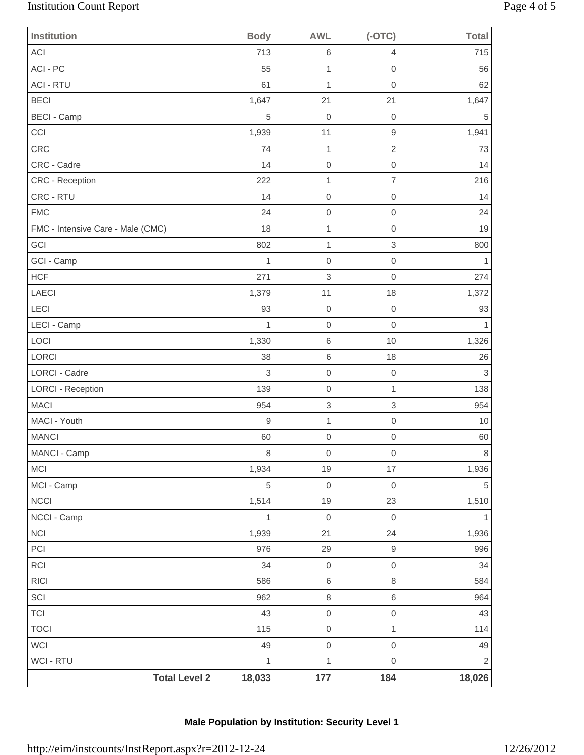| Institution | Body | AWL | (-OTC) | Total |
|---|---|---|---|---|
| ACI | 713 | 6 | 4 | 715 |
| ACI - PC | 55 | 1 | 0 | 56 |
| ACI - RTU | 61 | 1 | 0 | 62 |
| BECI | 1,647 | 21 | 21 | 1,647 |
| BECI - Camp | 5 | 0 | 0 | 5 |
| CCI | 1,939 | 11 | 9 | 1,941 |
| CRC | 74 | 1 | 2 | 73 |
| CRC - Cadre | 14 | 0 | 0 | 14 |
| CRC - Reception | 222 | 1 | 7 | 216 |
| CRC - RTU | 14 | 0 | 0 | 14 |
| FMC | 24 | 0 | 0 | 24 |
| FMC - Intensive Care - Male (CMC) | 18 | 1 | 0 | 19 |
| GCI | 802 | 1 | 3 | 800 |
| GCI - Camp | 1 | 0 | 0 | 1 |
| HCF | 271 | 3 | 0 | 274 |
| LAECI | 1,379 | 11 | 18 | 1,372 |
| LECI | 93 | 0 | 0 | 93 |
| LECI - Camp | 1 | 0 | 0 | 1 |
| LOCI | 1,330 | 6 | 10 | 1,326 |
| LORCI | 38 | 6 | 18 | 26 |
| LORCI - Cadre | 3 | 0 | 0 | 3 |
| LORCI - Reception | 139 | 0 | 1 | 138 |
| MACI | 954 | 3 | 3 | 954 |
| MACI - Youth | 9 | 1 | 0 | 10 |
| MANCI | 60 | 0 | 0 | 60 |
| MANCI - Camp | 8 | 0 | 0 | 8 |
| MCI | 1,934 | 19 | 17 | 1,936 |
| MCI - Camp | 5 | 0 | 0 | 5 |
| NCCI | 1,514 | 19 | 23 | 1,510 |
| NCCI - Camp | 1 | 0 | 0 | 1 |
| NCI | 1,939 | 21 | 24 | 1,936 |
| PCI | 976 | 29 | 9 | 996 |
| RCI | 34 | 0 | 0 | 34 |
| RICI | 586 | 6 | 8 | 584 |
| SCI | 962 | 8 | 6 | 964 |
| TCI | 43 | 0 | 0 | 43 |
| TOCI | 115 | 0 | 1 | 114 |
| WCI | 49 | 0 | 0 | 49 |
| WCI - RTU | 1 | 1 | 0 | 2 |
| **Total Level 2** | **18,033** | **177** | **184** | **18,026** |

**Male Population by Institution: Security Level 1**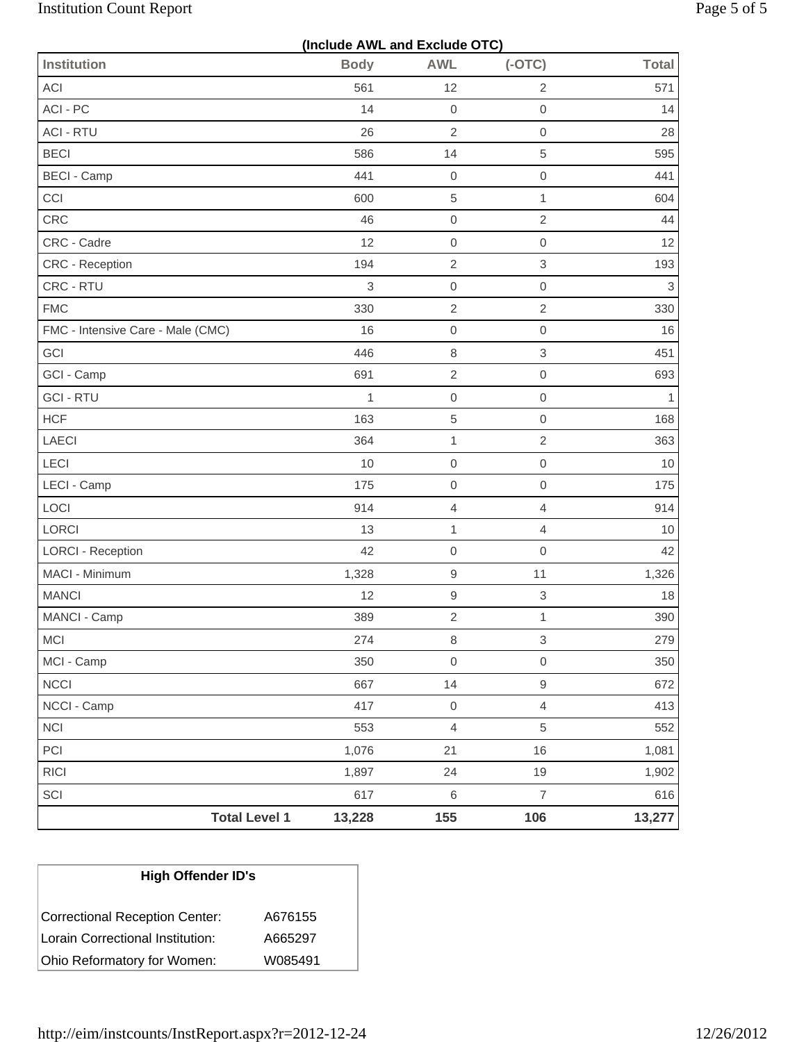**(Include AWL and Exclude OTC)**

| Institution | Body | AWL | (-OTC) | Total |
|---|---|---|---|---|
| ACI | 561 | 12 | 2 | 571 |
| ACI - PC | 14 | 0 | 0 | 14 |
| ACI - RTU | 26 | 2 | 0 | 28 |
| BECI | 586 | 14 | 5 | 595 |
| BECI - Camp | 441 | 0 | 0 | 441 |
| CCI | 600 | 5 | 1 | 604 |
| CRC | 46 | 0 | 2 | 44 |
| CRC - Cadre | 12 | 0 | 0 | 12 |
| CRC - Reception | 194 | 2 | 3 | 193 |
| CRC - RTU | 3 | 0 | 0 | 3 |
| FMC | 330 | 2 | 2 | 330 |
| FMC - Intensive Care - Male (CMC) | 16 | 0 | 0 | 16 |
| GCI | 446 | 8 | 3 | 451 |
| GCI - Camp | 691 | 2 | 0 | 693 |
| GCI - RTU | 1 | 0 | 0 | 1 |
| HCF | 163 | 5 | 0 | 168 |
| LAECI | 364 | 1 | 2 | 363 |
| LECI | 10 | 0 | 0 | 10 |
| LECI - Camp | 175 | 0 | 0 | 175 |
| LOCI | 914 | 4 | 4 | 914 |
| LORCI | 13 | 1 | 4 | 10 |
| LORCI - Reception | 42 | 0 | 0 | 42 |
| MACI - Minimum | 1,328 | 9 | 11 | 1,326 |
| MANCI | 12 | 9 | 3 | 18 |
| MANCI - Camp | 389 | 2 | 1 | 390 |
| MCI | 274 | 8 | 3 | 279 |
| MCI - Camp | 350 | 0 | 0 | 350 |
| NCCI | 667 | 14 | 9 | 672 |
| NCCI - Camp | 417 | 0 | 4 | 413 |
| NCI | 553 | 4 | 5 | 552 |
| PCI | 1,076 | 21 | 16 | 1,081 |
| RICI | 1,897 | 24 | 19 | 1,902 |
| SCI | 617 | 6 | 7 | 616 |
| **Total Level 1** | **13,228** | **155** | **106** | **13,277** |

| High Offender ID's | |
|---|---|
| Correctional Reception Center: | A676155 |
| Lorain Correctional Institution: | A665297 |
| Ohio Reformatory for Women: | W085491 |